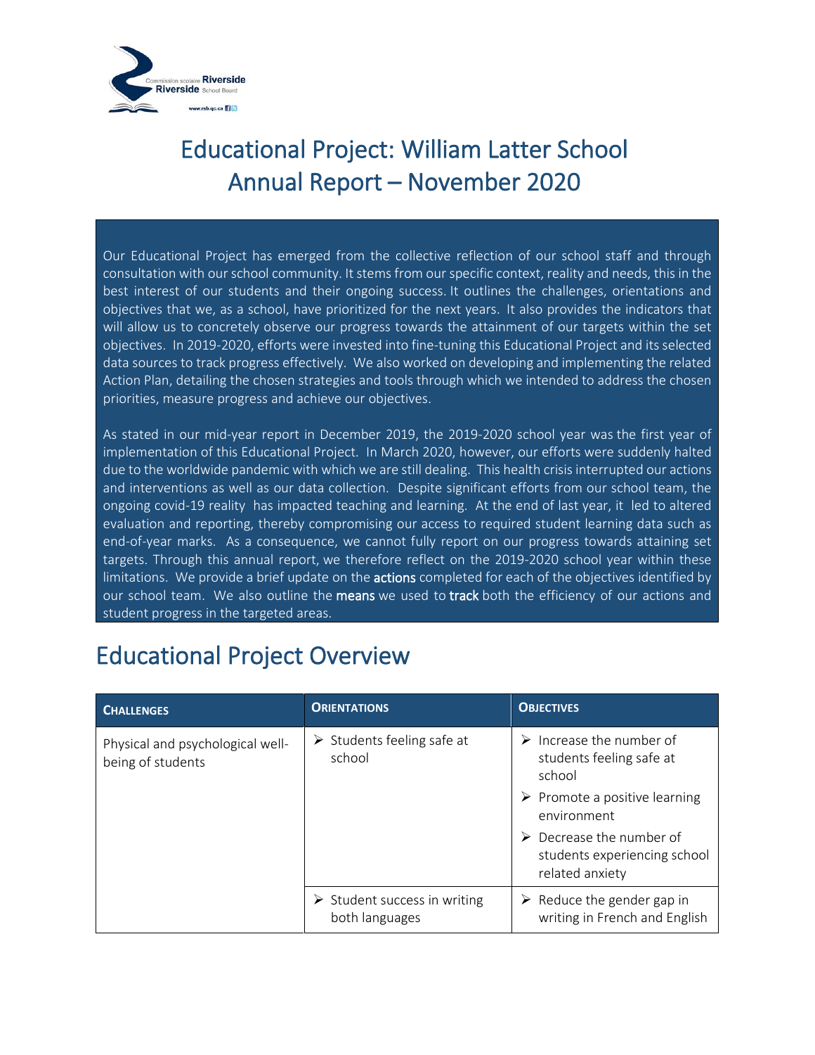# Educational Project: William Latter School
# Annual Report – November 2020

Our Educational Project has emerged from the collective reflection of our school staff and through consultation with our school community. It stems from our specific context, reality and needs, this in the best interest of our students and their ongoing success. It outlines the challenges, orientations and objectives that we, as a school, have prioritized for the next years. It also provides the indicators that will allow us to concretely observe our progress towards the attainment of our targets within the set objectives. In 2019-2020, efforts were invested into fine-tuning this Educational Project and its selected data sources to track progress effectively. We also worked on developing and implementing the related Action Plan, detailing the chosen strategies and tools through which we intended to address the chosen priorities, measure progress and achieve our objectives.

As stated in our mid-year report in December 2019, the 2019-2020 school year was the first year of implementation of this Educational Project. In March 2020, however, our efforts were suddenly halted due to the worldwide pandemic with which we are still dealing. This health crisis interrupted our actions and interventions as well as our data collection. Despite significant efforts from our school team, the ongoing covid-19 reality has impacted teaching and learning. At the end of last year, it led to altered evaluation and reporting, thereby compromising our access to required student learning data such as end-of-year marks. As a consequence, we cannot fully report on our progress towards attaining set targets. Through this annual report, we therefore reflect on the 2019-2020 school year within these limitations. We provide a brief update on the **actions** completed for each of the objectives identified by our school team. We also outline the **means** we used to **track** both the efficiency of our actions and student progress in the targeted areas.

## Educational Project Overview

| CHALLENGES | ORIENTATIONS | OBJECTIVES |
|---|---|---|
| Physical and psychological well-being of students | ➢ Students feeling safe at school | ➢ Increase the number of students feeling safe at school<br>➢ Promote a positive learning environment<br>➢ Decrease the number of students experiencing school related anxiety |
| | ➢ Student success in writing both languages | ➢ Reduce the gender gap in writing in French and English |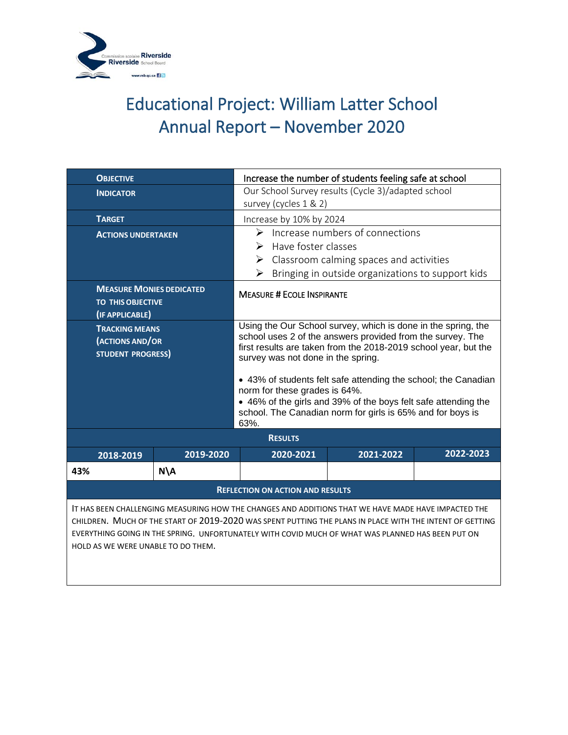# Educational Project: William Latter School
## Annual Report – November 2020

| | | | | |
|---|---|---|---|---|
| **OBJECTIVE** | | Increase the number of students feeling safe at school | | |
| **INDICATOR** | | Our School Survey results (Cycle 3)/adapted school survey (cycles 1 & 2) | | |
| **TARGET** | | Increase by 10% by 2024 | | |
| **ACTIONS UNDERTAKEN** | | ➢ Increase numbers of connections<br>➢ Have foster classes<br>➢ Classroom calming spaces and activities<br>➢ Bringing in outside organizations to support kids | | |
| **MEASURE MONIES DEDICATED TO THIS OBJECTIVE (IF APPLICABLE)** | | MEASURE # ECOLE INSPIRANTE | | |
| **TRACKING MEANS (ACTIONS AND/OR STUDENT PROGRESS)** | | Using the Our School survey, which is done in the spring, the school uses 2 of the answers provided from the survey. The first results are taken from the 2018-2019 school year, but the survey was not done in the spring.<br><br>• 43% of students felt safe attending the school; the Canadian norm for these grades is 64%.<br>• 46% of the girls and 39% of the boys felt safe attending the school. The Canadian norm for girls is 65% and for boys is 63%. | | |
| **RESULTS** | | | | |
| **2018-2019** | **2019-2020** | **2020-2021** | **2021-2022** | **2022-2023** |
| **43%** | **N\A** | | | |
| **REFLECTION ON ACTION AND RESULTS** | | | | |
| IT HAS BEEN CHALLENGING MEASURING HOW THE CHANGES AND ADDITIONS THAT WE HAVE MADE HAVE IMPACTED THE CHILDREN. MUCH OF THE START OF 2019-2020 WAS SPENT PUTTING THE PLANS IN PLACE WITH THE INTENT OF GETTING EVERYTHING GOING IN THE SPRING. UNFORTUNATELY WITH COVID MUCH OF WHAT WAS PLANNED HAS BEEN PUT ON HOLD AS WE WERE UNABLE TO DO THEM. | | | | |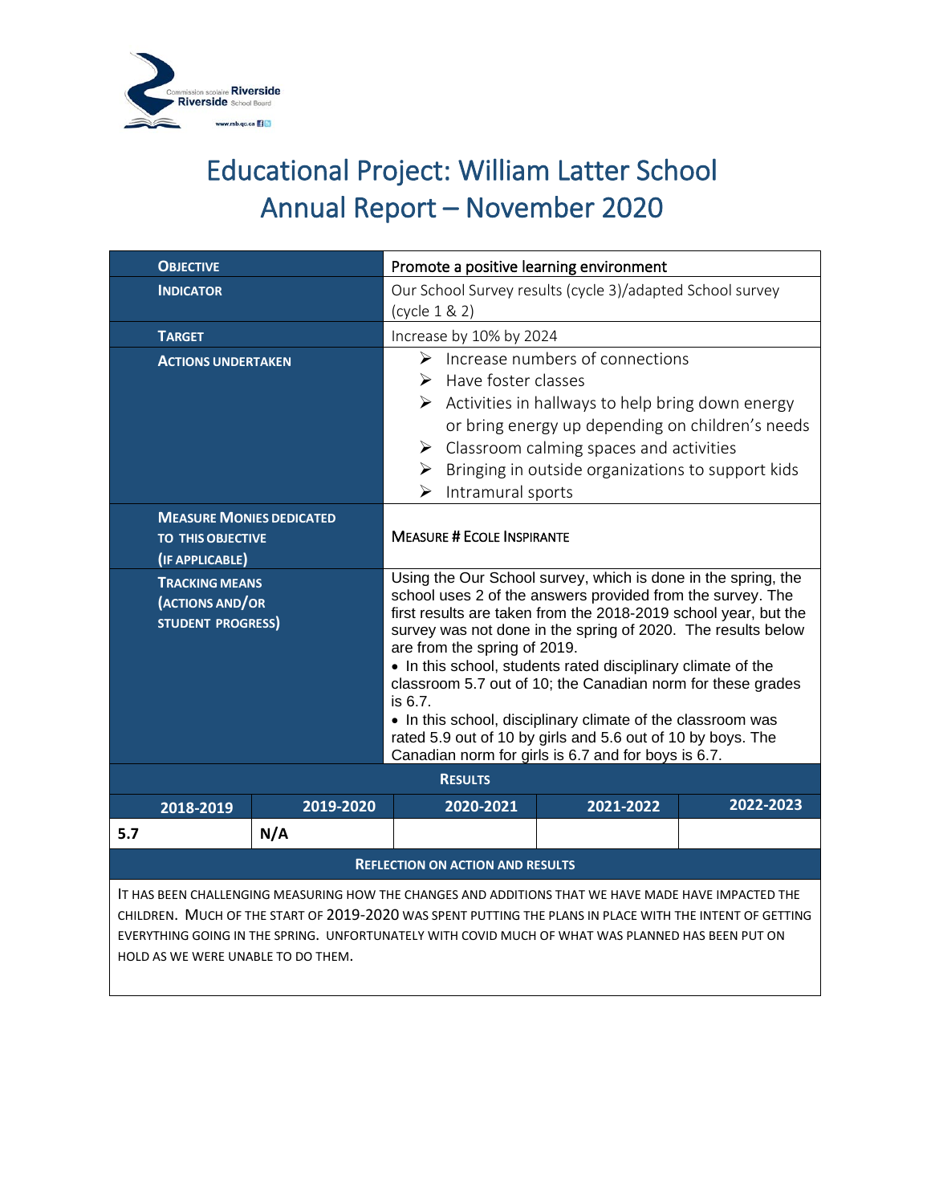# Educational Project: William Latter School
## Annual Report – November 2020

| | |
|---|---|
| **OBJECTIVE** | Promote a positive learning environment |
| **INDICATOR** | Our School Survey results (cycle 3)/adapted School survey (cycle 1 & 2) |
| **TARGET** | Increase by 10% by 2024 |
| **ACTIONS UNDERTAKEN** | ➢ Increase numbers of connections<br>➢ Have foster classes<br>➢ Activities in hallways to help bring down energy or bring energy up depending on children's needs<br>➢ Classroom calming spaces and activities<br>➢ Bringing in outside organizations to support kids<br>➢ Intramural sports |
| **MEASURE MONIES DEDICATED TO THIS OBJECTIVE (IF APPLICABLE)** | MEASURE # ECOLE INSPIRANTE |
| **TRACKING MEANS (ACTIONS AND/OR STUDENT PROGRESS)** | Using the Our School survey, which is done in the spring, the school uses 2 of the answers provided from the survey. The first results are taken from the 2018-2019 school year, but the survey was not done in the spring of 2020. The results below are from the spring of 2019.<br>• In this school, students rated disciplinary climate of the classroom 5.7 out of 10; the Canadian norm for these grades is 6.7.<br>• In this school, disciplinary climate of the classroom was rated 5.9 out of 10 by girls and 5.6 out of 10 by boys. The Canadian norm for girls is 6.7 and for boys is 6.7. |

**RESULTS**

| 2018-2019 | 2019-2020 | 2020-2021 | 2021-2022 | 2022-2023 |
|---|---|---|---|---|
| 5.7 | N/A | | | |

**REFLECTION ON ACTION AND RESULTS**

IT HAS BEEN CHALLENGING MEASURING HOW THE CHANGES AND ADDITIONS THAT WE HAVE MADE HAVE IMPACTED THE CHILDREN. MUCH OF THE START OF 2019-2020 WAS SPENT PUTTING THE PLANS IN PLACE WITH THE INTENT OF GETTING EVERYTHING GOING IN THE SPRING. UNFORTUNATELY WITH COVID MUCH OF WHAT WAS PLANNED HAS BEEN PUT ON HOLD AS WE WERE UNABLE TO DO THEM.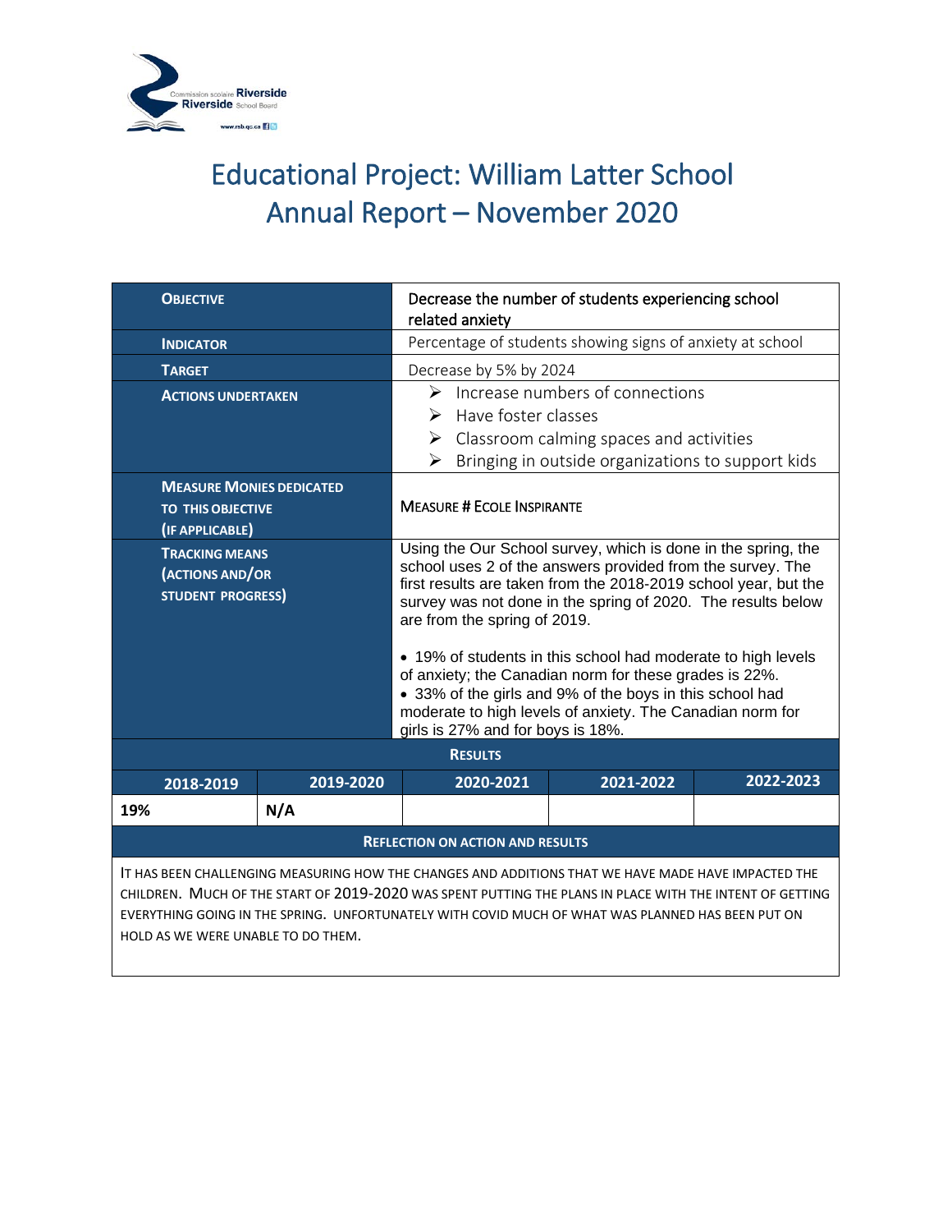# Educational Project: William Latter School
# Annual Report – November 2020

| | | | | |
|---|---|---|---|---|
| **OBJECTIVE** | | Decrease the number of students experiencing school related anxiety | | |
| **INDICATOR** | | Percentage of students showing signs of anxiety at school | | |
| **TARGET** | | Decrease by 5% by 2024 | | |
| **ACTIONS UNDERTAKEN** | | ➢ Increase numbers of connections<br>➢ Have foster classes<br>➢ Classroom calming spaces and activities<br>➢ Bringing in outside organizations to support kids | | |
| **MEASURE MONIES DEDICATED TO THIS OBJECTIVE (IF APPLICABLE)** | | MEASURE # ECOLE INSPIRANTE | | |
| **TRACKING MEANS (ACTIONS AND/OR STUDENT PROGRESS)** | | Using the Our School survey, which is done in the spring, the school uses 2 of the answers provided from the survey. The first results are taken from the 2018-2019 school year, but the survey was not done in the spring of 2020. The results below are from the spring of 2019.<br><br>• 19% of students in this school had moderate to high levels of anxiety; the Canadian norm for these grades is 22%.<br>• 33% of the girls and 9% of the boys in this school had moderate to high levels of anxiety. The Canadian norm for girls is 27% and for boys is 18%. | | |
| **RESULTS** | | | | |
| **2018-2019** | **2019-2020** | **2020-2021** | **2021-2022** | **2022-2023** |
| **19%** | **N/A** | | | |
| **REFLECTION ON ACTION AND RESULTS** | | | | |
| IT HAS BEEN CHALLENGING MEASURING HOW THE CHANGES AND ADDITIONS THAT WE HAVE MADE HAVE IMPACTED THE CHILDREN. MUCH OF THE START OF 2019-2020 WAS SPENT PUTTING THE PLANS IN PLACE WITH THE INTENT OF GETTING EVERYTHING GOING IN THE SPRING. UNFORTUNATELY WITH COVID MUCH OF WHAT WAS PLANNED HAS BEEN PUT ON HOLD AS WE WERE UNABLE TO DO THEM. | | | | |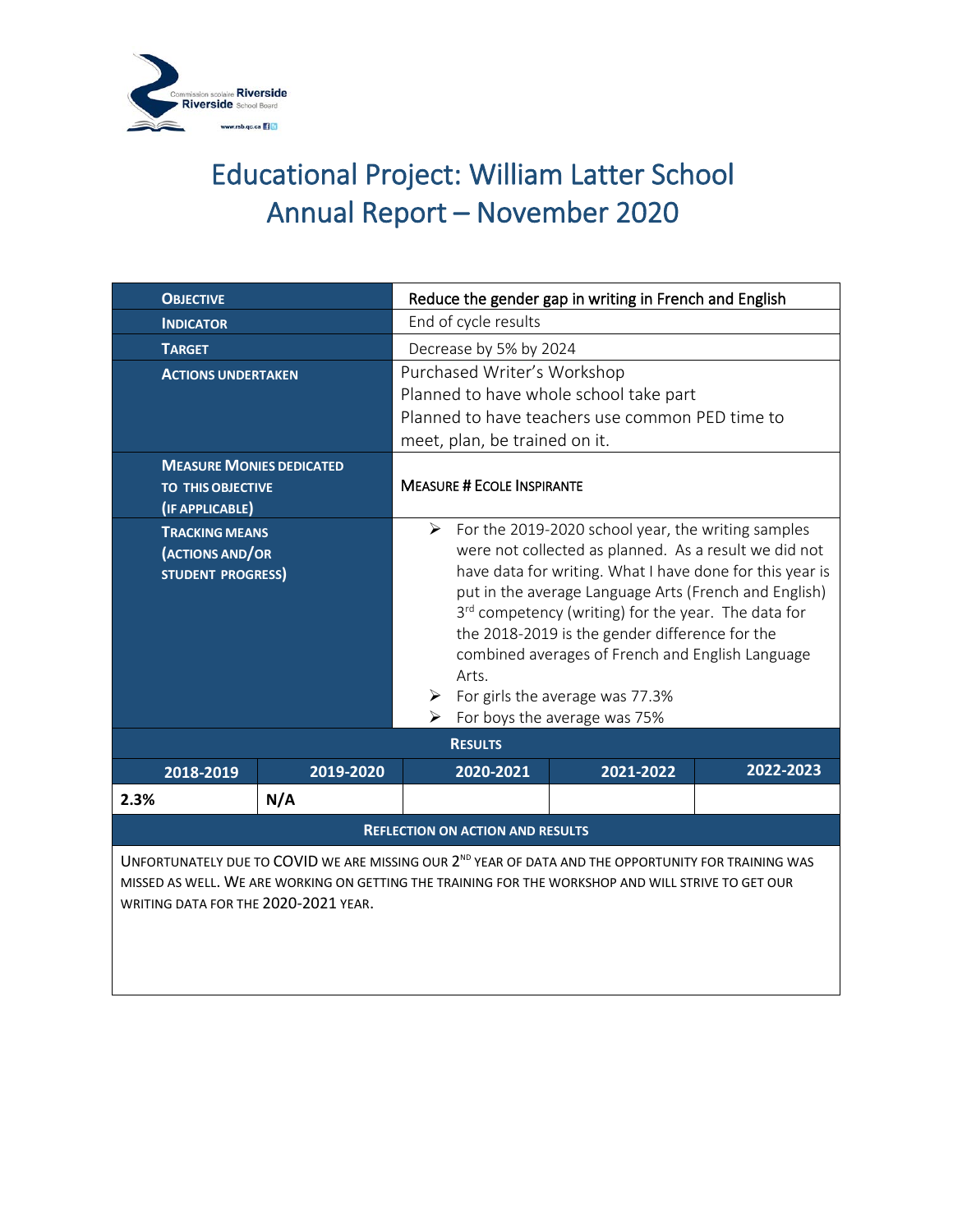# Educational Project: William Latter School
# Annual Report – November 2020

| | |
|---|---|
| **Objective** | Reduce the gender gap in writing in French and English |
| **Indicator** | End of cycle results |
| **Target** | Decrease by 5% by 2024 |
| **Actions Undertaken** | Purchased Writer's Workshop<br>Planned to have whole school take part<br>Planned to have teachers use common PED time to meet, plan, be trained on it. |
| **Measure Monies dedicated to this objective (if applicable)** | Measure # Ecole Inspirante |
| **Tracking Means (actions and/or student progress)** | ➢ For the 2019-2020 school year, the writing samples were not collected as planned. As a result we did not have data for writing. What I have done for this year is put in the average Language Arts (French and English) 3rd competency (writing) for the year. The data for the 2018-2019 is the gender difference for the combined averages of French and English Language Arts.<br>➢ For girls the average was 77.3%<br>➢ For boys the average was 75% |

**Results**

| 2018-2019 | 2019-2020 | 2020-2021 | 2021-2022 | 2022-2023 |
|---|---|---|---|---|
| 2.3% | N/A | | | |

**Reflection on Action and Results**

Unfortunately due to COVID we are missing our 2nd year of data and the opportunity for training was missed as well. We are working on getting the training for the workshop and will strive to get our writing data for the 2020-2021 year.